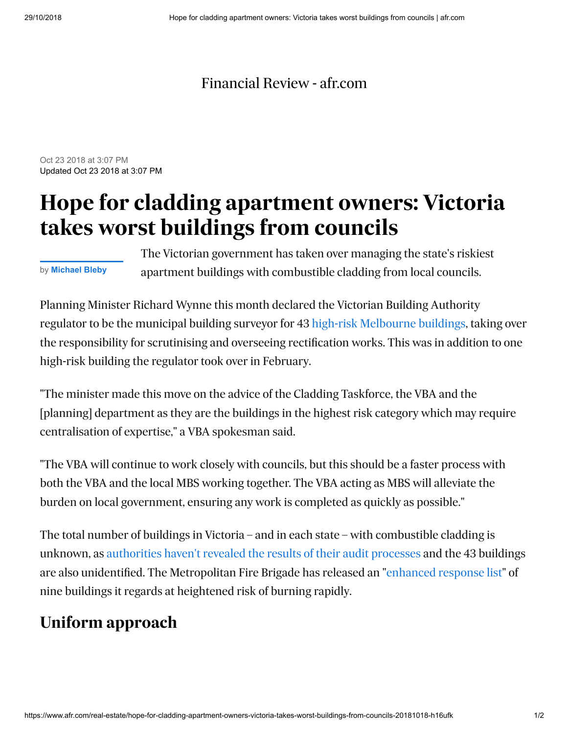Financial Review - afr.com

Oct 23 2018 at 3:07 PM
Updated Oct 23 2018 at 3:07 PM

# Hope for cladding apartment owners: Victoria takes worst buildings from councils

by **Michael Bleby**

The Victorian government has taken over managing the state's riskiest apartment buildings with combustible cladding from local councils.

Planning Minister Richard Wynne this month declared the Victorian Building Authority regulator to be the municipal building surveyor for 43 high-risk Melbourne buildings, taking over the responsibility for scrutinising and overseeing rectification works. This was in addition to one high-risk building the regulator took over in February.

"The minister made this move on the advice of the Cladding Taskforce, the VBA and the [planning] department as they are the buildings in the highest risk category which may require centralisation of expertise," a VBA spokesman said.

"The VBA will continue to work closely with councils, but this should be a faster process with both the VBA and the local MBS working together. The VBA acting as MBS will alleviate the burden on local government, ensuring any work is completed as quickly as possible."

The total number of buildings in Victoria – and in each state – with combustible cladding is unknown, as authorities haven't revealed the results of their audit processes and the 43 buildings are also unidentified. The Metropolitan Fire Brigade has released an "enhanced response list" of nine buildings it regards at heightened risk of burning rapidly.

## Uniform approach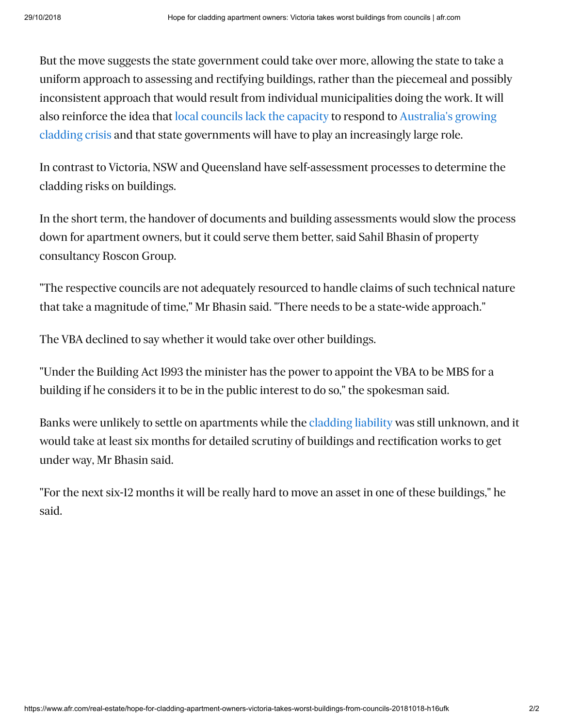But the move suggests the state government could take over more, allowing the state to take a uniform approach to assessing and rectifying buildings, rather than the piecemeal and possibly inconsistent approach that would result from individual municipalities doing the work. It will also reinforce the idea that local councils lack the capacity to respond to Australia's growing cladding crisis and that state governments will have to play an increasingly large role.

In contrast to Victoria, NSW and Queensland have self-assessment processes to determine the cladding risks on buildings.

In the short term, the handover of documents and building assessments would slow the process down for apartment owners, but it could serve them better, said Sahil Bhasin of property consultancy Roscon Group.

"The respective councils are not adequately resourced to handle claims of such technical nature that take a magnitude of time," Mr Bhasin said. "There needs to be a state-wide approach."

The VBA declined to say whether it would take over other buildings.

"Under the Building Act 1993 the minister has the power to appoint the VBA to be MBS for a building if he considers it to be in the public interest to do so," the spokesman said.

Banks were unlikely to settle on apartments while the cladding liability was still unknown, and it would take at least six months for detailed scrutiny of buildings and rectification works to get under way, Mr Bhasin said.

"For the next six-12 months it will be really hard to move an asset in one of these buildings," he said.